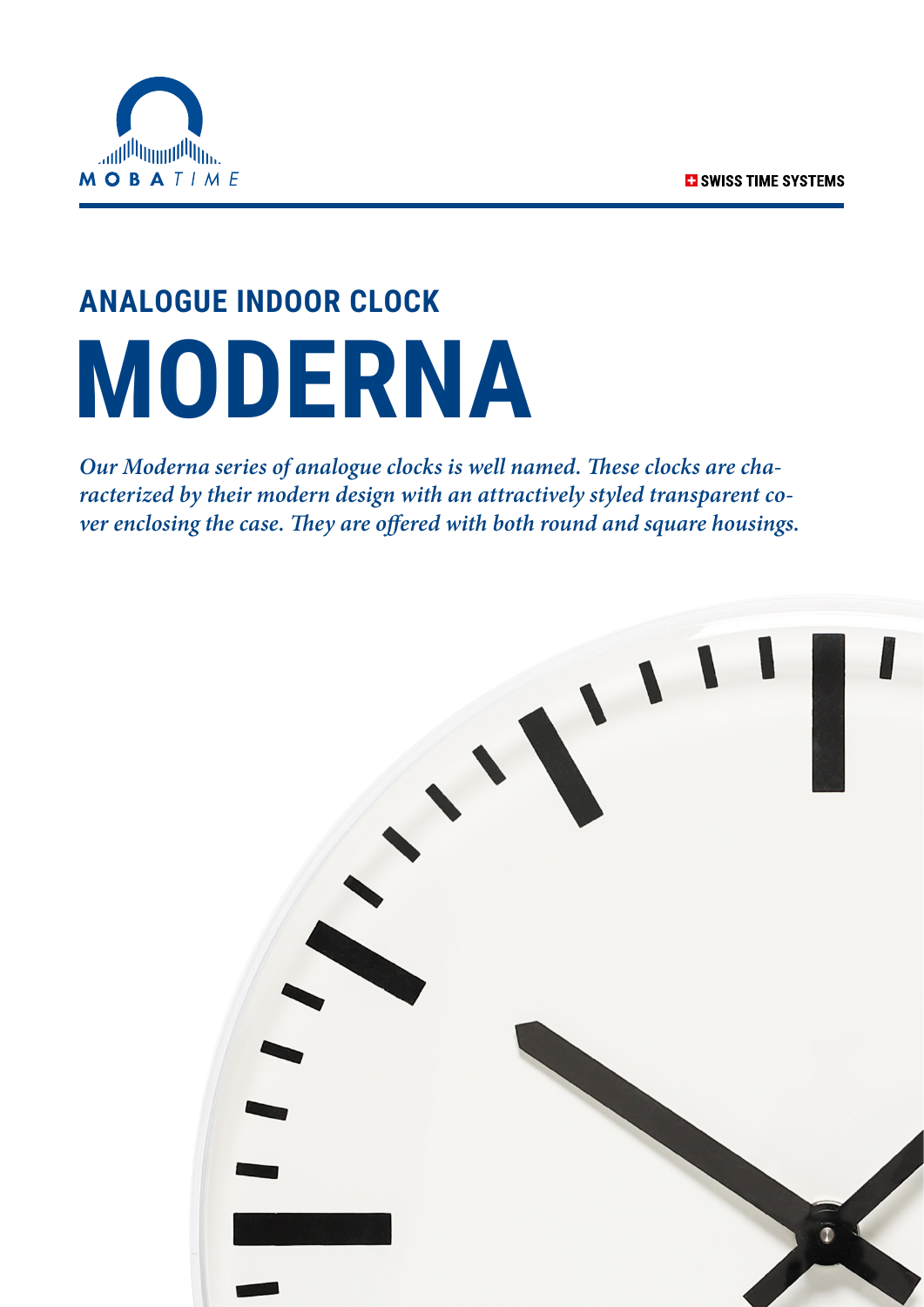MOBATIME

SWISS TIME SYSTEMS

## ANALOGUE INDOOR CLOCK

# MODERNA

*Our Moderna series of analogue clocks is well named. These clocks are characterized by their modern design with an attractively styled transparent cover enclosing the case. They are offered with both round and square housings.*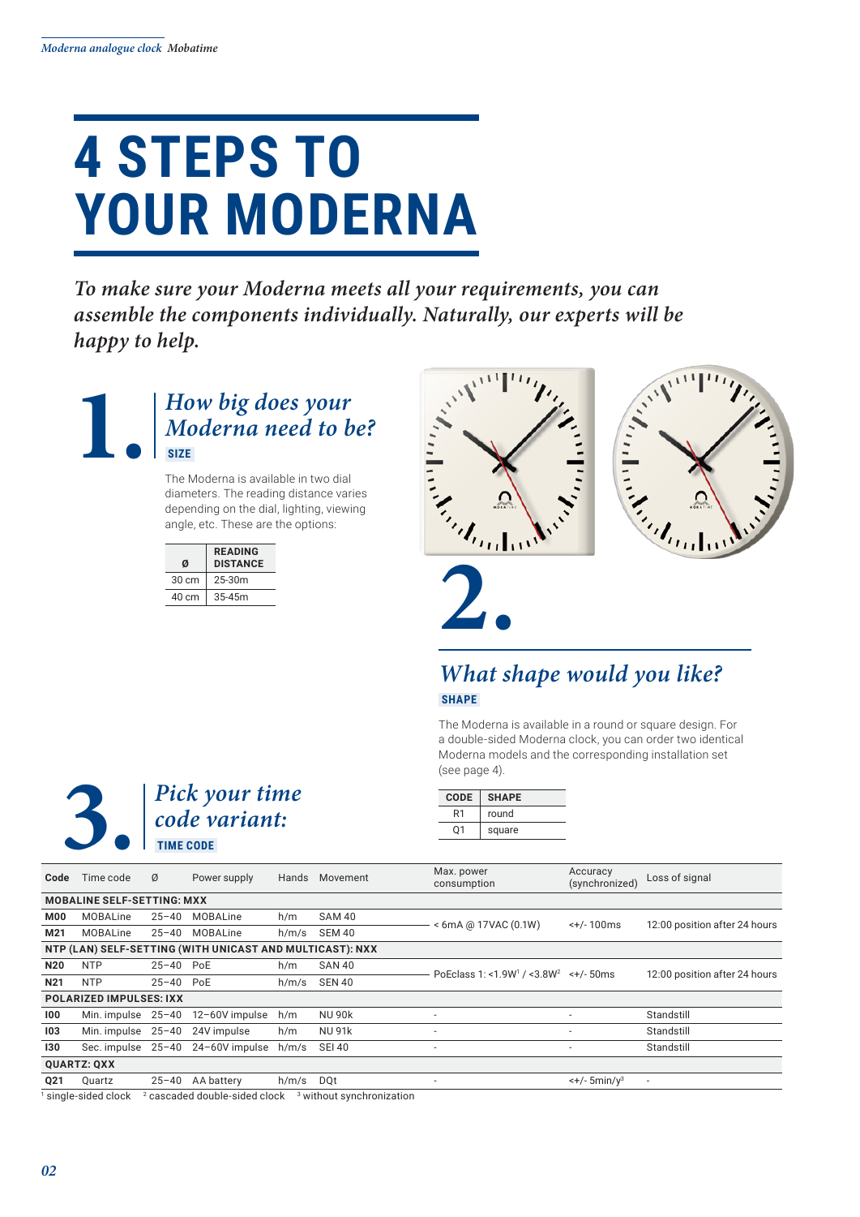# 4 STEPS TO YOUR MODERNA

*To make sure your Moderna meets all your requirements, you can assemble the components individually. Naturally, our experts will be happy to help.*

## 1. *How big does your Moderna need to be?*

**SIZE**

The Moderna is available in two dial diameters. The reading distance varies depending on the dial, lighting, viewing angle, etc. These are the options:

| Ø | READING DISTANCE |
|---|---|
| 30 cm | 25-30m |
| 40 cm | 35-45m |

## 2. *What shape would you like?*

**SHAPE**

The Moderna is available in a round or square design. For a double-sided Moderna clock, you can order two identical Moderna models and the corresponding installation set (see page 4).

| CODE | SHAPE |
|---|---|
| R1 | round |
| Q1 | square |

## 3. *Pick your time code variant:*

**TIME CODE**

| Code | Time code | Ø | Power supply | Hands | Movement | Max. power consumption | Accuracy (synchronized) | Loss of signal |
|---|---|---|---|---|---|---|---|---|
| **MOBALINE SELF-SETTING: MXX** | | | | | | | | |
| **M00** | MOBALine | 25–40 | MOBALine | h/m | SAM 40 | < 6mA @ 17VAC (0.1W) | <+/- 100ms | 12:00 position after 24 hours |
| **M21** | MOBALine | 25–40 | MOBALine | h/m/s | SEM 40 | | | |
| **NTP (LAN) SELF-SETTING (WITH UNICAST AND MULTICAST): NXX** | | | | | | | | |
| **N20** | NTP | 25–40 | PoE | h/m | SAN 40 | PoEclass 1: <1.9W[1] / <3.8W[2] | <+/- 50ms | 12:00 position after 24 hours |
| **N21** | NTP | 25–40 | PoE | h/m/s | SEN 40 | | | |
| **POLARIZED IMPULSES: IXX** | | | | | | | | |
| **I00** | Min. impulse | 25–40 | 12–60V impulse | h/m | NU 90k | - | - | Standstill |
| **I03** | Min. impulse | 25–40 | 24V impulse | h/m | NU 91k | - | - | Standstill |
| **I30** | Sec. impulse | 25–40 | 24–60V impulse | h/m/s | SEI 40 | - | - | Standstill |
| **QUARTZ: QXX** | | | | | | | | |
| **Q21** | Quartz | 25–40 | AA battery | h/m/s | DQt | - | <+/- 5min/y[3] | - |

[1] single-sided clock [2] cascaded double-sided clock [3] without synchronization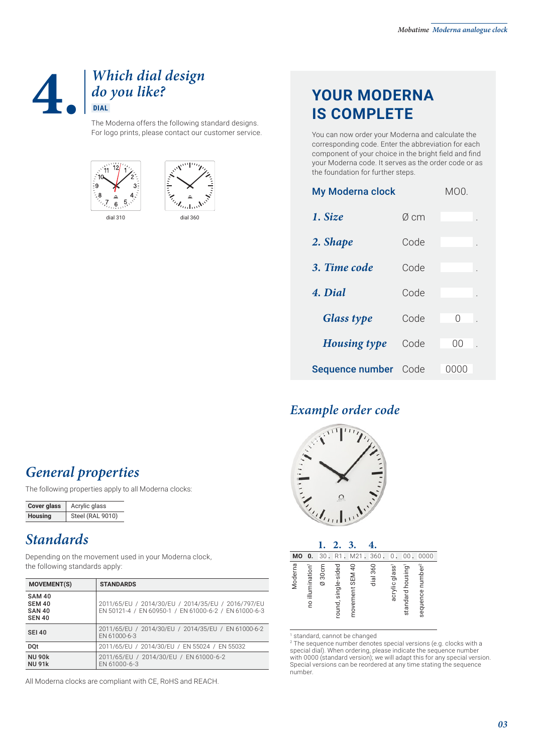# 4. *Which dial design do you like?*

**DIAL**

The Moderna offers the following standard designs.
For logo prints, please contact our customer service.

dial 310

dial 360

## YOUR MODERNA IS COMPLETE

You can now order your Moderna and calculate the corresponding code. Enter the abbreviation for each component of your choice in the bright field and find your Moderna code. It serves as the order code or as the foundation for further steps.

| My Moderna clock | | MO0. |
|---|---|---|
| *1. Size* | Ø cm | . |
| *2. Shape* | Code | . |
| *3. Time code* | Code | . |
| *4. Dial* | Code | . |
| *Glass type* | Code | 0 . |
| *Housing type* | Code | 00 . |
| Sequence number | Code | 0000 |

## *Example order code*

| | | 1. | 2. | 3. | 4. | | | |
|---|---|---|---|---|---|---|---|---|
| **MO** | **0.** | 30. | R1. | M21. | 360. | 0. | 00. | 0000 |
| Moderna | no illumination[1] | Ø 30cm | round, single-sided | movement SEM 40 | dial 360 | acrylic glass[1] | standard housing[1] | sequence number[2] |

[1] standard, cannot be changed
[2] The sequence number denotes special versions (e.g. clocks with a special dial). When ordering, please indicate the sequence number with 0000 (standard version); we will adapt this for any special version. Special versions can be reordered at any time stating the sequence number.

## *General properties*

The following properties apply to all Moderna clocks:

| | |
|---|---|
| **Cover glass** | Acrylic glass |
| **Housing** | Steel (RAL 9010) |

## *Standards*

Depending on the movement used in your Moderna clock, the following standards apply:

| MOVEMENT(S) | STANDARDS |
|---|---|
| **SAM 40**<br>**SEM 40**<br>**SAN 40**<br>**SEN 40** | 2011/65/EU / 2014/30/EU / 2014/35/EU / 2016/797/EU<br>EN 50121-4 / EN 60950-1 / EN 61000-6-2 / EN 61000-6-3 |
| **SEI 40** | 2011/65/EU / 2014/30/EU / 2014/35/EU / EN 61000-6-2<br>EN 61000-6-3 |
| **DQt** | 2011/65/EU / 2014/30/EU / EN 55024 / EN 55032 |
| **NU 90k**<br>**NU 91k** | 2011/65/EU / 2014/30/EU / EN 61000-6-2<br>EN 61000-6-3 |

All Moderna clocks are compliant with CE, RoHS and REACH.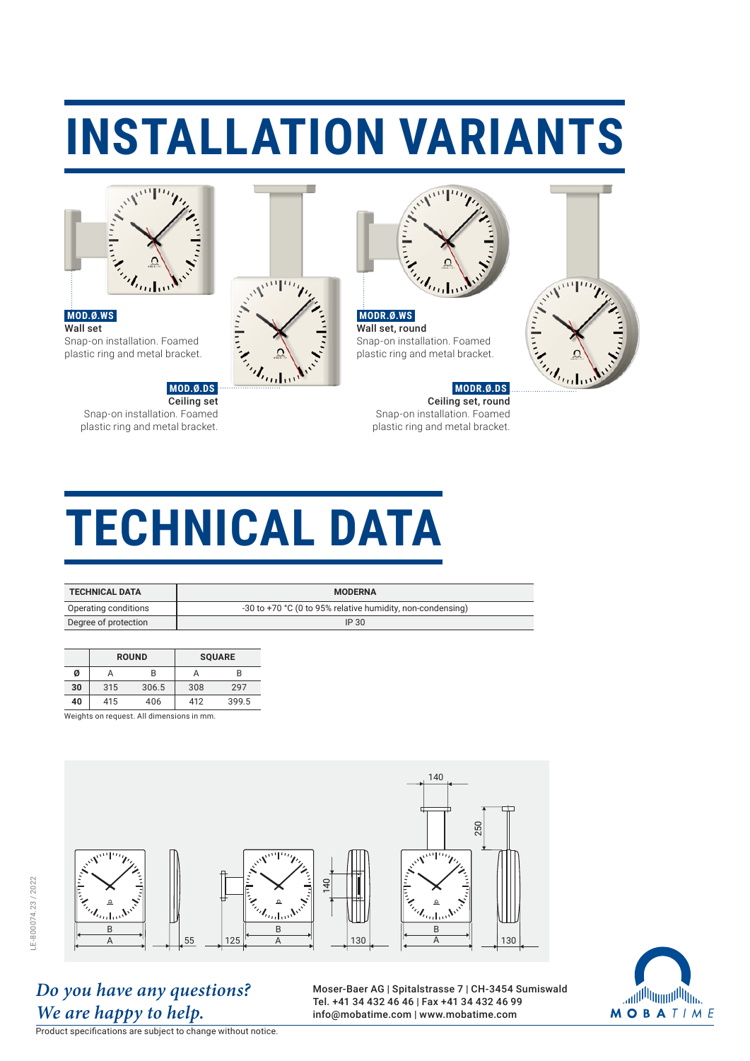# INSTALLATION VARIANTS

**MOD.Ø.WS**
**Wall set**
Snap-on installation. Foamed plastic ring and metal bracket.

**MOD.Ø.DS**
**Ceiling set**
Snap-on installation. Foamed plastic ring and metal bracket.

**MODR.Ø.WS**
**Wall set, round**
Snap-on installation. Foamed plastic ring and metal bracket.

**MODR.Ø.DS**
**Ceiling set, round**
Snap-on installation. Foamed plastic ring and metal bracket.

# TECHNICAL DATA

| TECHNICAL DATA | MODERNA |
|---|---|
| Operating conditions | -30 to +70 °C (0 to 95% relative humidity, non-condensing) |
| Degree of protection | IP 30 |

| | ROUND | | SQUARE | |
|---|---|---|---|---|
| **Ø** | A | B | A | B |
| **30** | 315 | 306.5 | 308 | 297 |
| **40** | 415 | 406 | 412 | 399.5 |

Weights on request. All dimensions in mm.

B
A
55
125
B
A
140
130
140
250
B
A
130

LE-800074.23 / 2022

*Do you have any questions?*
*We are happy to help.*

**Moser-Baer AG | Spitalstrasse 7 | CH-3454 Sumiswald**
**Tel. +41 34 432 46 46 | Fax +41 34 432 46 99**
**info@mobatime.com | www.mobatime.com**

MOBATIME

Product specifications are subject to change without notice.